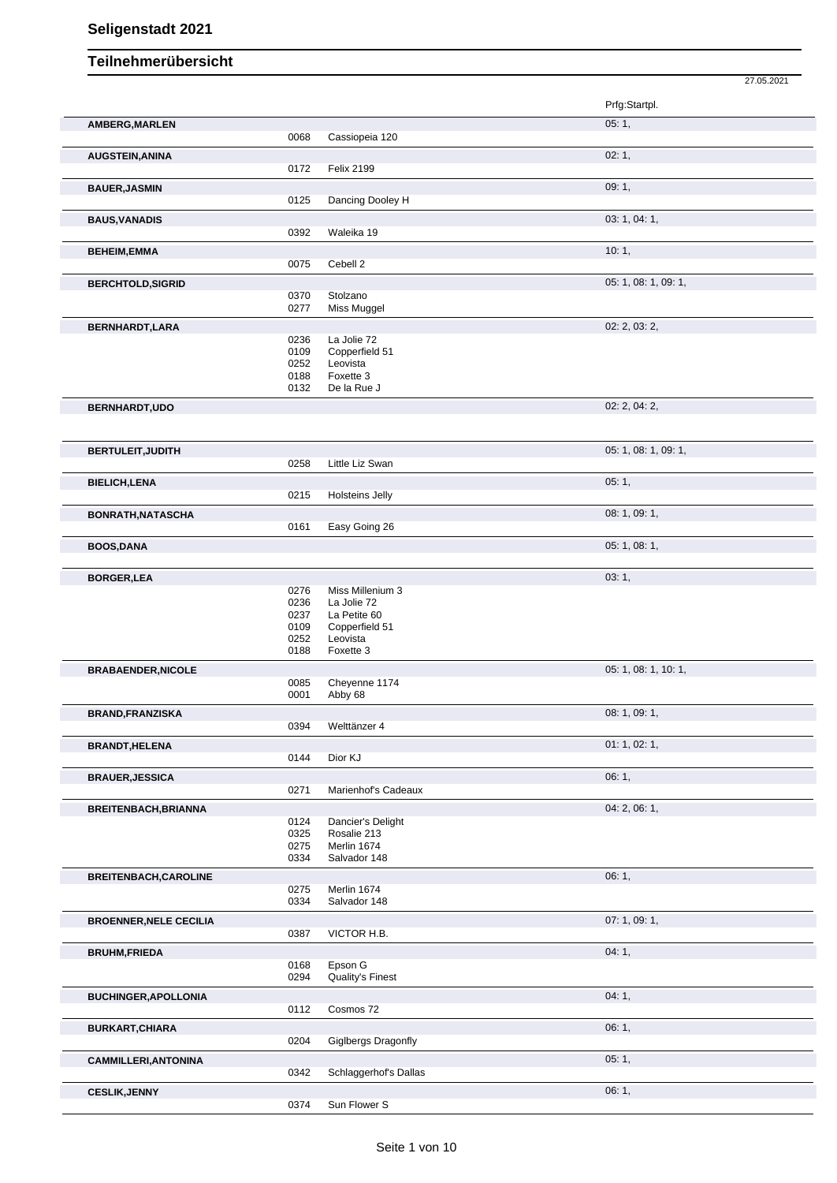# Seligenstadt 2021

## Teilnehmerübersicht

27.05.2021

| Name | Nr. | Pferd | Prfg:Startpl. |
|---|---|---|---|
| AMBERG,MARLEN | | | 05: 1, |
| | 0068 | Cassiopeia 120 | |
| AUGSTEIN,ANINA | | | 02: 1, |
| | 0172 | Felix 2199 | |
| BAUER,JASMIN | | | 09: 1, |
| | 0125 | Dancing Dooley H | |
| BAUS,VANADIS | | | 03: 1, 04: 1, |
| | 0392 | Waleika 19 | |
| BEHEIM,EMMA | | | 10: 1, |
| | 0075 | Cebell 2 | |
| BERCHTOLD,SIGRID | | | 05: 1, 08: 1, 09: 1, |
| | 0370 | Stolzano | |
| | 0277 | Miss Muggel | |
| BERNHARDT,LARA | | | 02: 2, 03: 2, |
| | 0236 | La Jolie 72 | |
| | 0109 | Copperfield 51 | |
| | 0252 | Leovista | |
| | 0188 | Foxette 3 | |
| | 0132 | De la Rue J | |
| BERNHARDT,UDO | | | 02: 2, 04: 2, |
| BERTULEIT,JUDITH | | | 05: 1, 08: 1, 09: 1, |
| | 0258 | Little Liz Swan | |
| BIELICH,LENA | | | 05: 1, |
| | 0215 | Holsteins Jelly | |
| BONRATH,NATASCHA | | | 08: 1, 09: 1, |
| | 0161 | Easy Going 26 | |
| BOOS,DANA | | | 05: 1, 08: 1, |
| BORGER,LEA | | | 03: 1, |
| | 0276 | Miss Millenium 3 | |
| | 0236 | La Jolie 72 | |
| | 0237 | La Petite 60 | |
| | 0109 | Copperfield 51 | |
| | 0252 | Leovista | |
| | 0188 | Foxette 3 | |
| BRABAENDER,NICOLE | | | 05: 1, 08: 1, 10: 1, |
| | 0085 | Cheyenne 1174 | |
| | 0001 | Abby 68 | |
| BRAND,FRANZISKA | | | 08: 1, 09: 1, |
| | 0394 | Welttänzer 4 | |
| BRANDT,HELENA | | | 01: 1, 02: 1, |
| | 0144 | Dior KJ | |
| BRAUER,JESSICA | | | 06: 1, |
| | 0271 | Marienhof's Cadeaux | |
| BREITENBACH,BRIANNA | | | 04: 2, 06: 1, |
| | 0124 | Dancier's Delight | |
| | 0325 | Rosalie 213 | |
| | 0275 | Merlin 1674 | |
| | 0334 | Salvador 148 | |
| BREITENBACH,CAROLINE | | | 06: 1, |
| | 0275 | Merlin 1674 | |
| | 0334 | Salvador 148 | |
| BROENNER,NELE CECILIA | | | 07: 1, 09: 1, |
| | 0387 | VICTOR H.B. | |
| BRUHM,FRIEDA | | | 04: 1, |
| | 0168 | Epson G | |
| | 0294 | Quality's Finest | |
| BUCHINGER,APOLLONIA | | | 04: 1, |
| | 0112 | Cosmos 72 | |
| BURKART,CHIARA | | | 06: 1, |
| | 0204 | Giglbergs Dragonfly | |
| CAMMILLERI,ANTONINA | | | 05: 1, |
| | 0342 | Schlaggerhof's Dallas | |
| CESLIK,JENNY | | | 06: 1, |
| | 0374 | Sun Flower S | |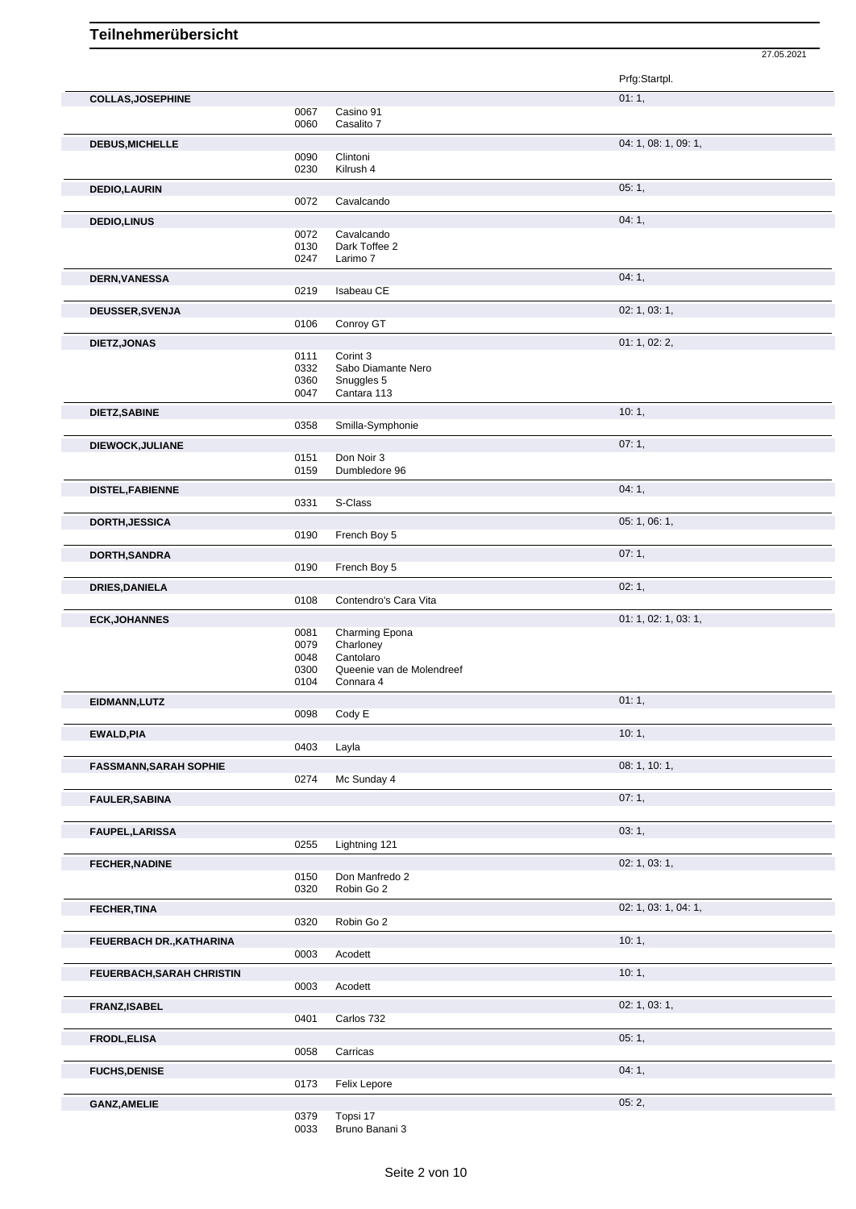# Teilnehmerübersicht

27.05.2021

| Teilnehmer | Nr. | Pferd | Prfg:Startpl. |
|---|---|---|---|
| **COLLAS,JOSEPHINE** | | | 01: 1, |
| | 0067 | Casino 91 | |
| | 0060 | Casalito 7 | |
| **DEBUS,MICHELLE** | | | 04: 1, 08: 1, 09: 1, |
| | 0090 | Clintoni | |
| | 0230 | Kilrush 4 | |
| **DEDIO,LAURIN** | | | 05: 1, |
| | 0072 | Cavalcando | |
| **DEDIO,LINUS** | | | 04: 1, |
| | 0072 | Cavalcando | |
| | 0130 | Dark Toffee 2 | |
| | 0247 | Larimo 7 | |
| **DERN,VANESSA** | | | 04: 1, |
| | 0219 | Isabeau CE | |
| **DEUSSER,SVENJA** | | | 02: 1, 03: 1, |
| | 0106 | Conroy GT | |
| **DIETZ,JONAS** | | | 01: 1, 02: 2, |
| | 0111 | Corint 3 | |
| | 0332 | Sabo Diamante Nero | |
| | 0360 | Snuggles 5 | |
| | 0047 | Cantara 113 | |
| **DIETZ,SABINE** | | | 10: 1, |
| | 0358 | Smilla-Symphonie | |
| **DIEWOCK,JULIANE** | | | 07: 1, |
| | 0151 | Don Noir 3 | |
| | 0159 | Dumbledore 96 | |
| **DISTEL,FABIENNE** | | | 04: 1, |
| | 0331 | S-Class | |
| **DORTH,JESSICA** | | | 05: 1, 06: 1, |
| | 0190 | French Boy 5 | |
| **DORTH,SANDRA** | | | 07: 1, |
| | 0190 | French Boy 5 | |
| **DRIES,DANIELA** | | | 02: 1, |
| | 0108 | Contendro's Cara Vita | |
| **ECK,JOHANNES** | | | 01: 1, 02: 1, 03: 1, |
| | 0081 | Charming Epona | |
| | 0079 | Charloney | |
| | 0048 | Cantolaro | |
| | 0300 | Queenie van de Molendreef | |
| | 0104 | Connara 4 | |
| **EIDMANN,LUTZ** | | | 01: 1, |
| | 0098 | Cody E | |
| **EWALD,PIA** | | | 10: 1, |
| | 0403 | Layla | |
| **FASSMANN,SARAH SOPHIE** | | | 08: 1, 10: 1, |
| | 0274 | Mc Sunday 4 | |
| **FAULER,SABINA** | | | 07: 1, |
| **FAUPEL,LARISSA** | | | 03: 1, |
| | 0255 | Lightning 121 | |
| **FECHER,NADINE** | | | 02: 1, 03: 1, |
| | 0150 | Don Manfredo 2 | |
| | 0320 | Robin Go 2 | |
| **FECHER,TINA** | | | 02: 1, 03: 1, 04: 1, |
| | 0320 | Robin Go 2 | |
| **FEUERBACH DR.,KATHARINA** | | | 10: 1, |
| | 0003 | Acodett | |
| **FEUERBACH,SARAH CHRISTIN** | | | 10: 1, |
| | 0003 | Acodett | |
| **FRANZ,ISABEL** | | | 02: 1, 03: 1, |
| | 0401 | Carlos 732 | |
| **FRODL,ELISA** | | | 05: 1, |
| | 0058 | Carricas | |
| **FUCHS,DENISE** | | | 04: 1, |
| | 0173 | Felix Lepore | |
| **GANZ,AMELIE** | | | 05: 2, |
| | 0379 | Topsi 17 | |
| | 0033 | Bruno Banani 3 | |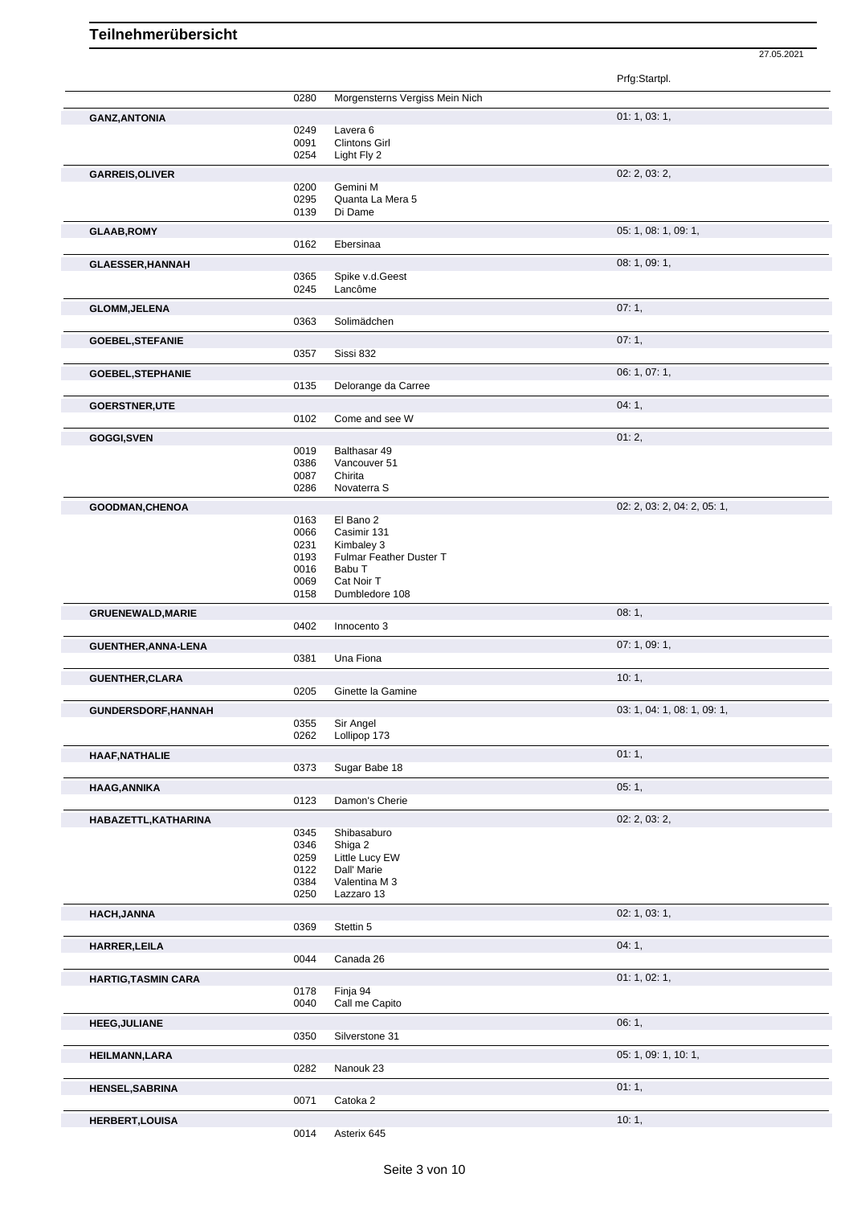# Teilnehmerübersicht

27.05.2021

| Name | Nr. | Pferd | Prfg:Startpl. |
|---|---|---|---|
| | 0280 | Morgensterns Vergiss Mein Nich | |
| **GANZ,ANTONIA** | | | 01: 1, 03: 1, |
| | 0249 | Lavera 6 | |
| | 0091 | Clintons Girl | |
| | 0254 | Light Fly 2 | |
| **GARREIS,OLIVER** | | | 02: 2, 03: 2, |
| | 0200 | Gemini M | |
| | 0295 | Quanta La Mera 5 | |
| | 0139 | Di Dame | |
| **GLAAB,ROMY** | | | 05: 1, 08: 1, 09: 1, |
| | 0162 | Ebersinaa | |
| **GLAESSER,HANNAH** | | | 08: 1, 09: 1, |
| | 0365 | Spike v.d.Geest | |
| | 0245 | Lancôme | |
| **GLOMM,JELENA** | | | 07: 1, |
| | 0363 | Solimädchen | |
| **GOEBEL,STEFANIE** | | | 07: 1, |
| | 0357 | Sissi 832 | |
| **GOEBEL,STEPHANIE** | | | 06: 1, 07: 1, |
| | 0135 | Delorange da Carree | |
| **GOERSTNER,UTE** | | | 04: 1, |
| | 0102 | Come and see W | |
| **GOGGI,SVEN** | | | 01: 2, |
| | 0019 | Balthasar 49 | |
| | 0386 | Vancouver 51 | |
| | 0087 | Chirita | |
| | 0286 | Novaterra S | |
| **GOODMAN,CHENOA** | | | 02: 2, 03: 2, 04: 2, 05: 1, |
| | 0163 | El Bano 2 | |
| | 0066 | Casimir 131 | |
| | 0231 | Kimbaley 3 | |
| | 0193 | Fulmar Feather Duster T | |
| | 0016 | Babu T | |
| | 0069 | Cat Noir T | |
| | 0158 | Dumbledore 108 | |
| **GRUENEWALD,MARIE** | | | 08: 1, |
| | 0402 | Innocento 3 | |
| **GUENTHER,ANNA-LENA** | | | 07: 1, 09: 1, |
| | 0381 | Una Fiona | |
| **GUENTHER,CLARA** | | | 10: 1, |
| | 0205 | Ginette la Gamine | |
| **GUNDERSDORF,HANNAH** | | | 03: 1, 04: 1, 08: 1, 09: 1, |
| | 0355 | Sir Angel | |
| | 0262 | Lollipop 173 | |
| **HAAF,NATHALIE** | | | 01: 1, |
| | 0373 | Sugar Babe 18 | |
| **HAAG,ANNIKA** | | | 05: 1, |
| | 0123 | Damon's Cherie | |
| **HABAZETTL,KATHARINA** | | | 02: 2, 03: 2, |
| | 0345 | Shibasaburo | |
| | 0346 | Shiga 2 | |
| | 0259 | Little Lucy EW | |
| | 0122 | Dall' Marie | |
| | 0384 | Valentina M 3 | |
| | 0250 | Lazzaro 13 | |
| **HACH,JANNA** | | | 02: 1, 03: 1, |
| | 0369 | Stettin 5 | |
| **HARRER,LEILA** | | | 04: 1, |
| | 0044 | Canada 26 | |
| **HARTIG,TASMIN CARA** | | | 01: 1, 02: 1, |
| | 0178 | Finja 94 | |
| | 0040 | Call me Capito | |
| **HEEG,JULIANE** | | | 06: 1, |
| | 0350 | Silverstone 31 | |
| **HEILMANN,LARA** | | | 05: 1, 09: 1, 10: 1, |
| | 0282 | Nanouk 23 | |
| **HENSEL,SABRINA** | | | 01: 1, |
| | 0071 | Catoka 2 | |
| **HERBERT,LOUISA** | | | 10: 1, |
| | 0014 | Asterix 645 | |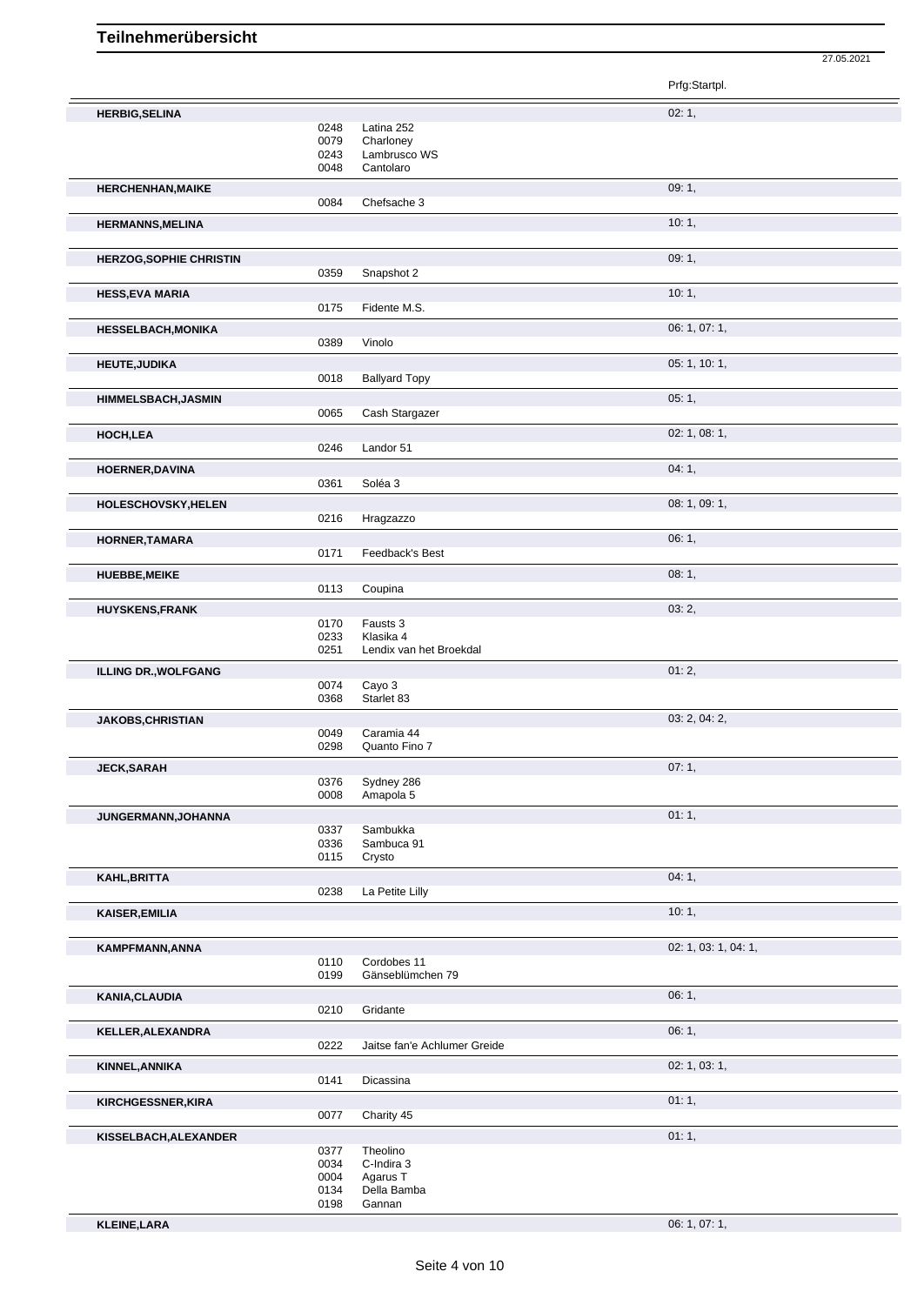# Teilnehmerübersicht

27.05.2021

| Name | Nr. | Pferd | Prfg:Startpl. |
|---|---|---|---|
| **HERBIG,SELINA** | | | 02: 1, |
| | 0248 | Latina 252 | |
| | 0079 | Charloney | |
| | 0243 | Lambrusco WS | |
| | 0048 | Cantolaro | |
| **HERCHENHAN,MAIKE** | | | 09: 1, |
| | 0084 | Chefsache 3 | |
| **HERMANNS,MELINA** | | | 10: 1, |
| **HERZOG,SOPHIE CHRISTIN** | | | 09: 1, |
| | 0359 | Snapshot 2 | |
| **HESS,EVA MARIA** | | | 10: 1, |
| | 0175 | Fidente M.S. | |
| **HESSELBACH,MONIKA** | | | 06: 1, 07: 1, |
| | 0389 | Vinolo | |
| **HEUTE,JUDIKA** | | | 05: 1, 10: 1, |
| | 0018 | Ballyard Topy | |
| **HIMMELSBACH,JASMIN** | | | 05: 1, |
| | 0065 | Cash Stargazer | |
| **HOCH,LEA** | | | 02: 1, 08: 1, |
| | 0246 | Landor 51 | |
| **HOERNER,DAVINA** | | | 04: 1, |
| | 0361 | Soléa 3 | |
| **HOLESCHOVSKY,HELEN** | | | 08: 1, 09: 1, |
| | 0216 | Hragzazzo | |
| **HORNER,TAMARA** | | | 06: 1, |
| | 0171 | Feedback's Best | |
| **HUEBBE,MEIKE** | | | 08: 1, |
| | 0113 | Coupina | |
| **HUYSKENS,FRANK** | | | 03: 2, |
| | 0170 | Fausts 3 | |
| | 0233 | Klasika 4 | |
| | 0251 | Lendix van het Broekdal | |
| **ILLING DR.,WOLFGANG** | | | 01: 2, |
| | 0074 | Cayo 3 | |
| | 0368 | Starlet 83 | |
| **JAKOBS,CHRISTIAN** | | | 03: 2, 04: 2, |
| | 0049 | Caramia 44 | |
| | 0298 | Quanto Fino 7 | |
| **JECK,SARAH** | | | 07: 1, |
| | 0376 | Sydney 286 | |
| | 0008 | Amapola 5 | |
| **JUNGERMANN,JOHANNA** | | | 01: 1, |
| | 0337 | Sambukka | |
| | 0336 | Sambuca 91 | |
| | 0115 | Crysto | |
| **KAHL,BRITTA** | | | 04: 1, |
| | 0238 | La Petite Lilly | |
| **KAISER,EMILIA** | | | 10: 1, |
| **KAMPFMANN,ANNA** | | | 02: 1, 03: 1, 04: 1, |
| | 0110 | Cordobes 11 | |
| | 0199 | Gänseblümchen 79 | |
| **KANIA,CLAUDIA** | | | 06: 1, |
| | 0210 | Gridante | |
| **KELLER,ALEXANDRA** | | | 06: 1, |
| | 0222 | Jaitse fan'e Achlumer Greide | |
| **KINNEL,ANNIKA** | | | 02: 1, 03: 1, |
| | 0141 | Dicassina | |
| **KIRCHGESSNER,KIRA** | | | 01: 1, |
| | 0077 | Charity 45 | |
| **KISSELBACH,ALEXANDER** | | | 01: 1, |
| | 0377 | Theolino | |
| | 0034 | C-Indira 3 | |
| | 0004 | Agarus T | |
| | 0134 | Della Bamba | |
| | 0198 | Gannan | |
| **KLEINE,LARA** | | | 06: 1, 07: 1, |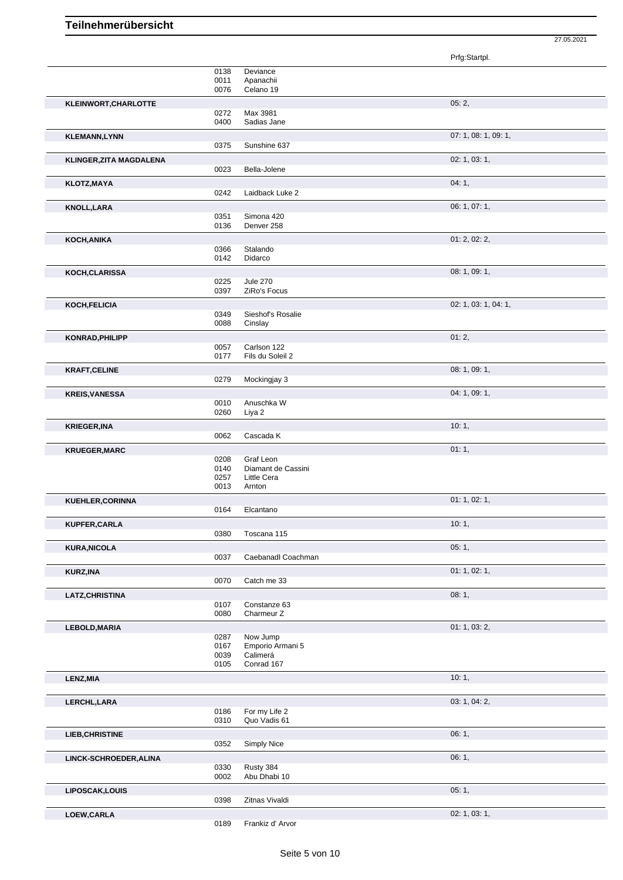# Teilnehmerübersicht

27.05.2021

| Teilnehmer | Nr. | Pferd | Prfg:Startpl. |
|---|---|---|---|
| | 0138 | Deviance | |
| | 0011 | Apanachii | |
| | 0076 | Celano 19 | |
| **KLEINWORT,CHARLOTTE** | | | 05: 2, |
| | 0272 | Max 3981 | |
| | 0400 | Sadias Jane | |
| **KLEMANN,LYNN** | | | 07: 1, 08: 1, 09: 1, |
| | 0375 | Sunshine 637 | |
| **KLINGER,ZITA MAGDALENA** | | | 02: 1, 03: 1, |
| | 0023 | Bella-Jolene | |
| **KLOTZ,MAYA** | | | 04: 1, |
| | 0242 | Laidback Luke 2 | |
| **KNOLL,LARA** | | | 06: 1, 07: 1, |
| | 0351 | Simona 420 | |
| | 0136 | Denver 258 | |
| **KOCH,ANIKA** | | | 01: 2, 02: 2, |
| | 0366 | Stalando | |
| | 0142 | Didarco | |
| **KOCH,CLARISSA** | | | 08: 1, 09: 1, |
| | 0225 | Jule 270 | |
| | 0397 | ZiRo's Focus | |
| **KOCH,FELICIA** | | | 02: 1, 03: 1, 04: 1, |
| | 0349 | Sieshof's Rosalie | |
| | 0088 | Cinslay | |
| **KONRAD,PHILIPP** | | | 01: 2, |
| | 0057 | Carlson 122 | |
| | 0177 | Fils du Soleil 2 | |
| **KRAFT,CELINE** | | | 08: 1, 09: 1, |
| | 0279 | Mockingjay 3 | |
| **KREIS,VANESSA** | | | 04: 1, 09: 1, |
| | 0010 | Anuschka W | |
| | 0260 | Liya 2 | |
| **KRIEGER,INA** | | | 10: 1, |
| | 0062 | Cascada K | |
| **KRUEGER,MARC** | | | 01: 1, |
| | 0208 | Graf Leon | |
| | 0140 | Diamant de Cassini | |
| | 0257 | Little Cera | |
| | 0013 | Arnton | |
| **KUEHLER,CORINNA** | | | 01: 1, 02: 1, |
| | 0164 | Elcantano | |
| **KUPFER,CARLA** | | | 10: 1, |
| | 0380 | Toscana 115 | |
| **KURA,NICOLA** | | | 05: 1, |
| | 0037 | Caebanadl Coachman | |
| **KURZ,INA** | | | 01: 1, 02: 1, |
| | 0070 | Catch me 33 | |
| **LATZ,CHRISTINA** | | | 08: 1, |
| | 0107 | Constanze 63 | |
| | 0080 | Charmeur Z | |
| **LEBOLD,MARIA** | | | 01: 1, 03: 2, |
| | 0287 | Now Jump | |
| | 0167 | Emporio Armani 5 | |
| | 0039 | Calimerá | |
| | 0105 | Conrad 167 | |
| **LENZ,MIA** | | | 10: 1, |
| **LERCHL,LARA** | | | 03: 1, 04: 2, |
| | 0186 | For my Life 2 | |
| | 0310 | Quo Vadis 61 | |
| **LIEB,CHRISTINE** | | | 06: 1, |
| | 0352 | Simply Nice | |
| **LINCK-SCHROEDER,ALINA** | | | 06: 1, |
| | 0330 | Rusty 384 | |
| | 0002 | Abu Dhabi 10 | |
| **LIPOSCAK,LOUIS** | | | 05: 1, |
| | 0398 | Zitnas Vivaldi | |
| **LOEW,CARLA** | | | 02: 1, 03: 1, |
| | 0189 | Frankiz d' Arvor | |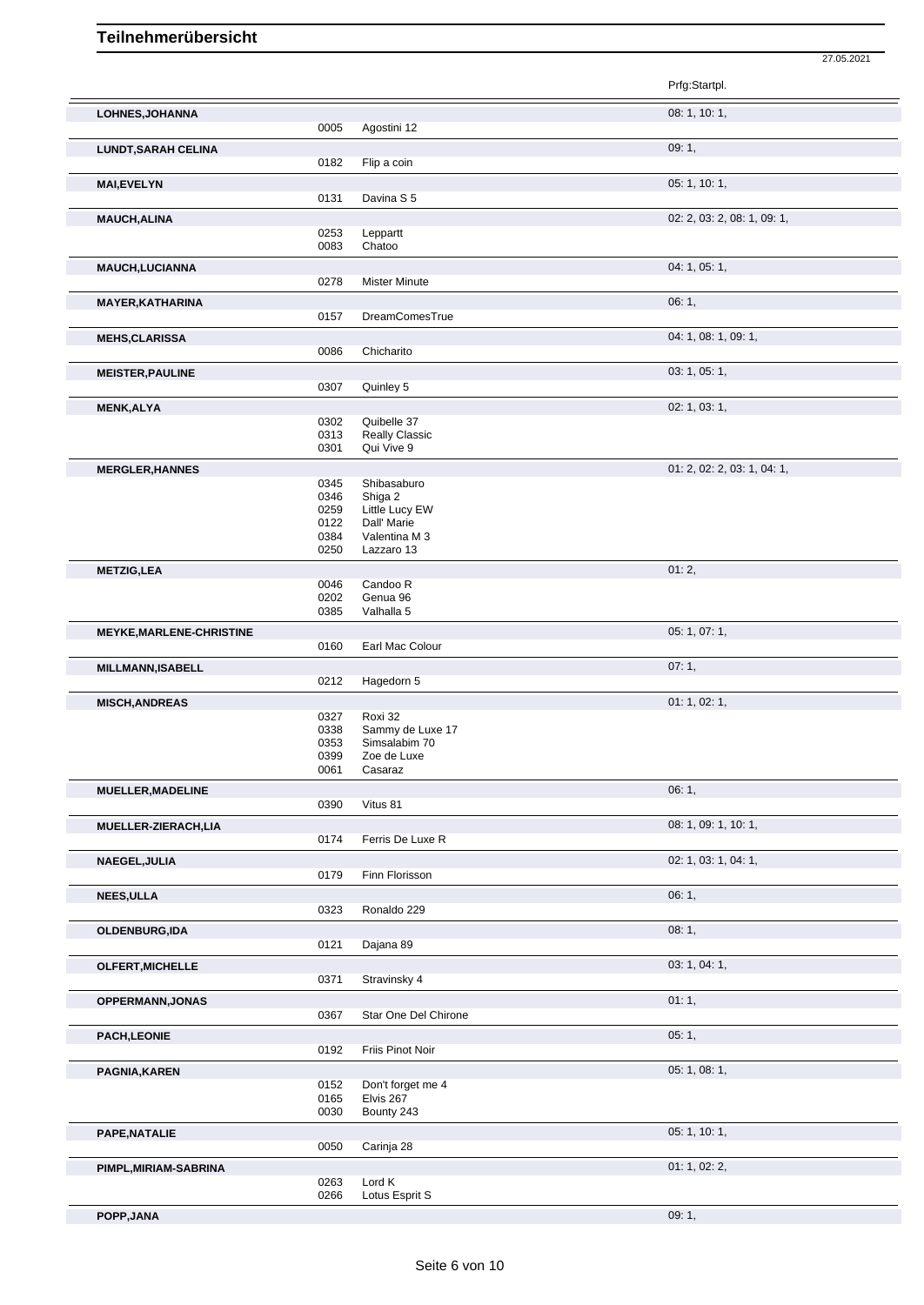# Teilnehmerübersicht

27.05.2021

| Teilnehmer | Nr. | Pferd | Prfg:Startpl. |
|---|---|---|---|
| **LOHNES,JOHANNA** | | | 08: 1, 10: 1, |
| | 0005 | Agostini 12 | |
| **LUNDT,SARAH CELINA** | | | 09: 1, |
| | 0182 | Flip a coin | |
| **MAI,EVELYN** | | | 05: 1, 10: 1, |
| | 0131 | Davina S 5 | |
| **MAUCH,ALINA** | | | 02: 2, 03: 2, 08: 1, 09: 1, |
| | 0253 | Leppartt | |
| | 0083 | Chatoo | |
| **MAUCH,LUCIANNA** | | | 04: 1, 05: 1, |
| | 0278 | Mister Minute | |
| **MAYER,KATHARINA** | | | 06: 1, |
| | 0157 | DreamComesTrue | |
| **MEHS,CLARISSA** | | | 04: 1, 08: 1, 09: 1, |
| | 0086 | Chicharito | |
| **MEISTER,PAULINE** | | | 03: 1, 05: 1, |
| | 0307 | Quinley 5 | |
| **MENK,ALYA** | | | 02: 1, 03: 1, |
| | 0302 | Quibelle 37 | |
| | 0313 | Really Classic | |
| | 0301 | Qui Vive 9 | |
| **MERGLER,HANNES** | | | 01: 2, 02: 2, 03: 1, 04: 1, |
| | 0345 | Shibasaburo | |
| | 0346 | Shiga 2 | |
| | 0259 | Little Lucy EW | |
| | 0122 | Dall' Marie | |
| | 0384 | Valentina M 3 | |
| | 0250 | Lazzaro 13 | |
| **METZIG,LEA** | | | 01: 2, |
| | 0046 | Candoo R | |
| | 0202 | Genua 96 | |
| | 0385 | Valhalla 5 | |
| **MEYKE,MARLENE-CHRISTINE** | | | 05: 1, 07: 1, |
| | 0160 | Earl Mac Colour | |
| **MILLMANN,ISABELL** | | | 07: 1, |
| | 0212 | Hagedorn 5 | |
| **MISCH,ANDREAS** | | | 01: 1, 02: 1, |
| | 0327 | Roxi 32 | |
| | 0338 | Sammy de Luxe 17 | |
| | 0353 | Simsalabim 70 | |
| | 0399 | Zoe de Luxe | |
| | 0061 | Casaraz | |
| **MUELLER,MADELINE** | | | 06: 1, |
| | 0390 | Vitus 81 | |
| **MUELLER-ZIERACH,LIA** | | | 08: 1, 09: 1, 10: 1, |
| | 0174 | Ferris De Luxe R | |
| **NAEGEL,JULIA** | | | 02: 1, 03: 1, 04: 1, |
| | 0179 | Finn Florisson | |
| **NEES,ULLA** | | | 06: 1, |
| | 0323 | Ronaldo 229 | |
| **OLDENBURG,IDA** | | | 08: 1, |
| | 0121 | Dajana 89 | |
| **OLFERT,MICHELLE** | | | 03: 1, 04: 1, |
| | 0371 | Stravinsky 4 | |
| **OPPERMANN,JONAS** | | | 01: 1, |
| | 0367 | Star One Del Chirone | |
| **PACH,LEONIE** | | | 05: 1, |
| | 0192 | Friis Pinot Noir | |
| **PAGNIA,KAREN** | | | 05: 1, 08: 1, |
| | 0152 | Don't forget me 4 | |
| | 0165 | Elvis 267 | |
| | 0030 | Bounty 243 | |
| **PAPE,NATALIE** | | | 05: 1, 10: 1, |
| | 0050 | Carinja 28 | |
| **PIMPL,MIRIAM-SABRINA** | | | 01: 1, 02: 2, |
| | 0263 | Lord K | |
| | 0266 | Lotus Esprit S | |
| **POPP,JANA** | | | 09: 1, |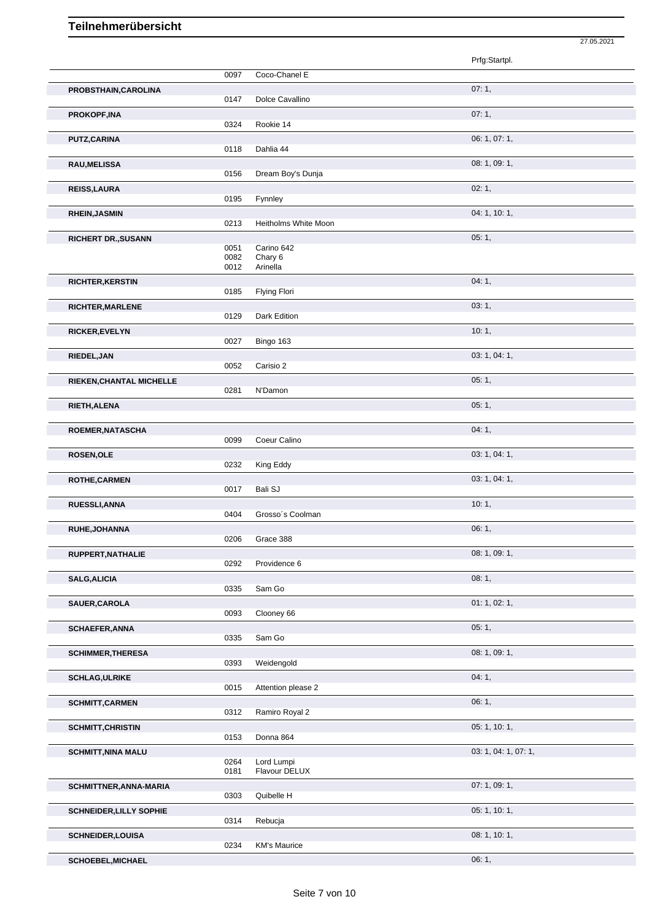# Teilnehmerübersicht

27.05.2021

| Name | Nr. | Pferd | Prfg:Startpl. |
|---|---|---|---|
| | 0097 | Coco-Chanel E | |
| PROBSTHAIN,CAROLINA | | | 07: 1, |
| | 0147 | Dolce Cavallino | |
| PROKOPF,INA | | | 07: 1, |
| | 0324 | Rookie 14 | |
| PUTZ,CARINA | | | 06: 1, 07: 1, |
| | 0118 | Dahlia 44 | |
| RAU,MELISSA | | | 08: 1, 09: 1, |
| | 0156 | Dream Boy's Dunja | |
| REISS,LAURA | | | 02: 1, |
| | 0195 | Fynnley | |
| RHEIN,JASMIN | | | 04: 1, 10: 1, |
| | 0213 | Heitholms White Moon | |
| RICHERT DR.,SUSANN | | | 05: 1, |
| | 0051 | Carino 642 | |
| | 0082 | Chary 6 | |
| | 0012 | Arinella | |
| RICHTER,KERSTIN | | | 04: 1, |
| | 0185 | Flying Flori | |
| RICHTER,MARLENE | | | 03: 1, |
| | 0129 | Dark Edition | |
| RICKER,EVELYN | | | 10: 1, |
| | 0027 | Bingo 163 | |
| RIEDEL,JAN | | | 03: 1, 04: 1, |
| | 0052 | Carisio 2 | |
| RIEKEN,CHANTAL MICHELLE | | | 05: 1, |
| | 0281 | N'Damon | |
| RIETH,ALENA | | | 05: 1, |
| ROEMER,NATASCHA | | | 04: 1, |
| | 0099 | Coeur Calino | |
| ROSEN,OLE | | | 03: 1, 04: 1, |
| | 0232 | King Eddy | |
| ROTHE,CARMEN | | | 03: 1, 04: 1, |
| | 0017 | Bali SJ | |
| RUESSLI,ANNA | | | 10: 1, |
| | 0404 | Grosso´s Coolman | |
| RUHE,JOHANNA | | | 06: 1, |
| | 0206 | Grace 388 | |
| RUPPERT,NATHALIE | | | 08: 1, 09: 1, |
| | 0292 | Providence 6 | |
| SALG,ALICIA | | | 08: 1, |
| | 0335 | Sam Go | |
| SAUER,CAROLA | | | 01: 1, 02: 1, |
| | 0093 | Clooney 66 | |
| SCHAEFER,ANNA | | | 05: 1, |
| | 0335 | Sam Go | |
| SCHIMMER,THERESA | | | 08: 1, 09: 1, |
| | 0393 | Weidengold | |
| SCHLAG,ULRIKE | | | 04: 1, |
| | 0015 | Attention please 2 | |
| SCHMITT,CARMEN | | | 06: 1, |
| | 0312 | Ramiro Royal 2 | |
| SCHMITT,CHRISTIN | | | 05: 1, 10: 1, |
| | 0153 | Donna 864 | |
| SCHMITT,NINA MALU | | | 03: 1, 04: 1, 07: 1, |
| | 0264 | Lord Lumpi | |
| | 0181 | Flavour DELUX | |
| SCHMITTNER,ANNA-MARIA | | | 07: 1, 09: 1, |
| | 0303 | Quibelle H | |
| SCHNEIDER,LILLY SOPHIE | | | 05: 1, 10: 1, |
| | 0314 | Rebucja | |
| SCHNEIDER,LOUISA | | | 08: 1, 10: 1, |
| | 0234 | KM's Maurice | |
| SCHOEBEL,MICHAEL | | | 06: 1, |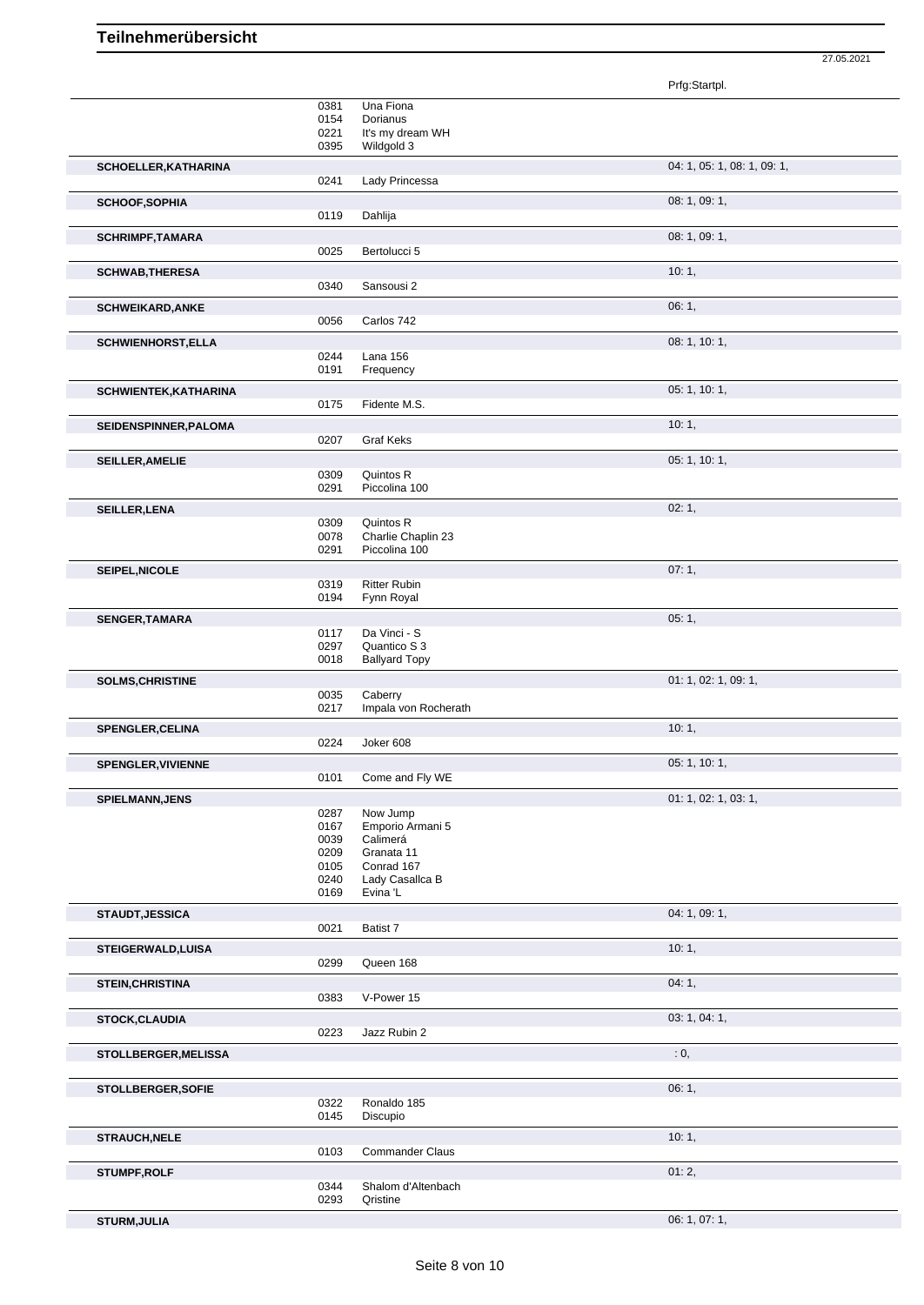# Teilnehmerübersicht

27.05.2021

| Teilnehmer | Nr. | Pferd | Prfg:Startpl. |
|---|---|---|---|
| | 0381 | Una Fiona | |
| | 0154 | Dorianus | |
| | 0221 | It's my dream WH | |
| | 0395 | Wildgold 3 | |
| **SCHOELLER,KATHARINA** | | | 04: 1, 05: 1, 08: 1, 09: 1, |
| | 0241 | Lady Princessa | |
| **SCHOOF,SOPHIA** | | | 08: 1, 09: 1, |
| | 0119 | Dahlija | |
| **SCHRIMPF,TAMARA** | | | 08: 1, 09: 1, |
| | 0025 | Bertolucci 5 | |
| **SCHWAB,THERESA** | | | 10: 1, |
| | 0340 | Sansousi 2 | |
| **SCHWEIKARD,ANKE** | | | 06: 1, |
| | 0056 | Carlos 742 | |
| **SCHWIENHORST,ELLA** | | | 08: 1, 10: 1, |
| | 0244 | Lana 156 | |
| | 0191 | Frequency | |
| **SCHWIENTEK,KATHARINA** | | | 05: 1, 10: 1, |
| | 0175 | Fidente M.S. | |
| **SEIDENSPINNER,PALOMA** | | | 10: 1, |
| | 0207 | Graf Keks | |
| **SEILLER,AMELIE** | | | 05: 1, 10: 1, |
| | 0309 | Quintos R | |
| | 0291 | Piccolina 100 | |
| **SEILLER,LENA** | | | 02: 1, |
| | 0309 | Quintos R | |
| | 0078 | Charlie Chaplin 23 | |
| | 0291 | Piccolina 100 | |
| **SEIPEL,NICOLE** | | | 07: 1, |
| | 0319 | Ritter Rubin | |
| | 0194 | Fynn Royal | |
| **SENGER,TAMARA** | | | 05: 1, |
| | 0117 | Da Vinci - S | |
| | 0297 | Quantico S 3 | |
| | 0018 | Ballyard Topy | |
| **SOLMS,CHRISTINE** | | | 01: 1, 02: 1, 09: 1, |
| | 0035 | Caberry | |
| | 0217 | Impala von Rocherath | |
| **SPENGLER,CELINA** | | | 10: 1, |
| | 0224 | Joker 608 | |
| **SPENGLER,VIVIENNE** | | | 05: 1, 10: 1, |
| | 0101 | Come and Fly WE | |
| **SPIELMANN,JENS** | | | 01: 1, 02: 1, 03: 1, |
| | 0287 | Now Jump | |
| | 0167 | Emporio Armani 5 | |
| | 0039 | Calimerá | |
| | 0209 | Granata 11 | |
| | 0105 | Conrad 167 | |
| | 0240 | Lady Casallca B | |
| | 0169 | Evina 'L | |
| **STAUDT,JESSICA** | | | 04: 1, 09: 1, |
| | 0021 | Batist 7 | |
| **STEIGERWALD,LUISA** | | | 10: 1, |
| | 0299 | Queen 168 | |
| **STEIN,CHRISTINA** | | | 04: 1, |
| | 0383 | V-Power 15 | |
| **STOCK,CLAUDIA** | | | 03: 1, 04: 1, |
| | 0223 | Jazz Rubin 2 | |
| **STOLLBERGER,MELISSA** | | | : 0, |
| **STOLLBERGER,SOFIE** | | | 06: 1, |
| | 0322 | Ronaldo 185 | |
| | 0145 | Discupio | |
| **STRAUCH,NELE** | | | 10: 1, |
| | 0103 | Commander Claus | |
| **STUMPF,ROLF** | | | 01: 2, |
| | 0344 | Shalom d'Altenbach | |
| | 0293 | Qristine | |
| **STURM,JULIA** | | | 06: 1, 07: 1, |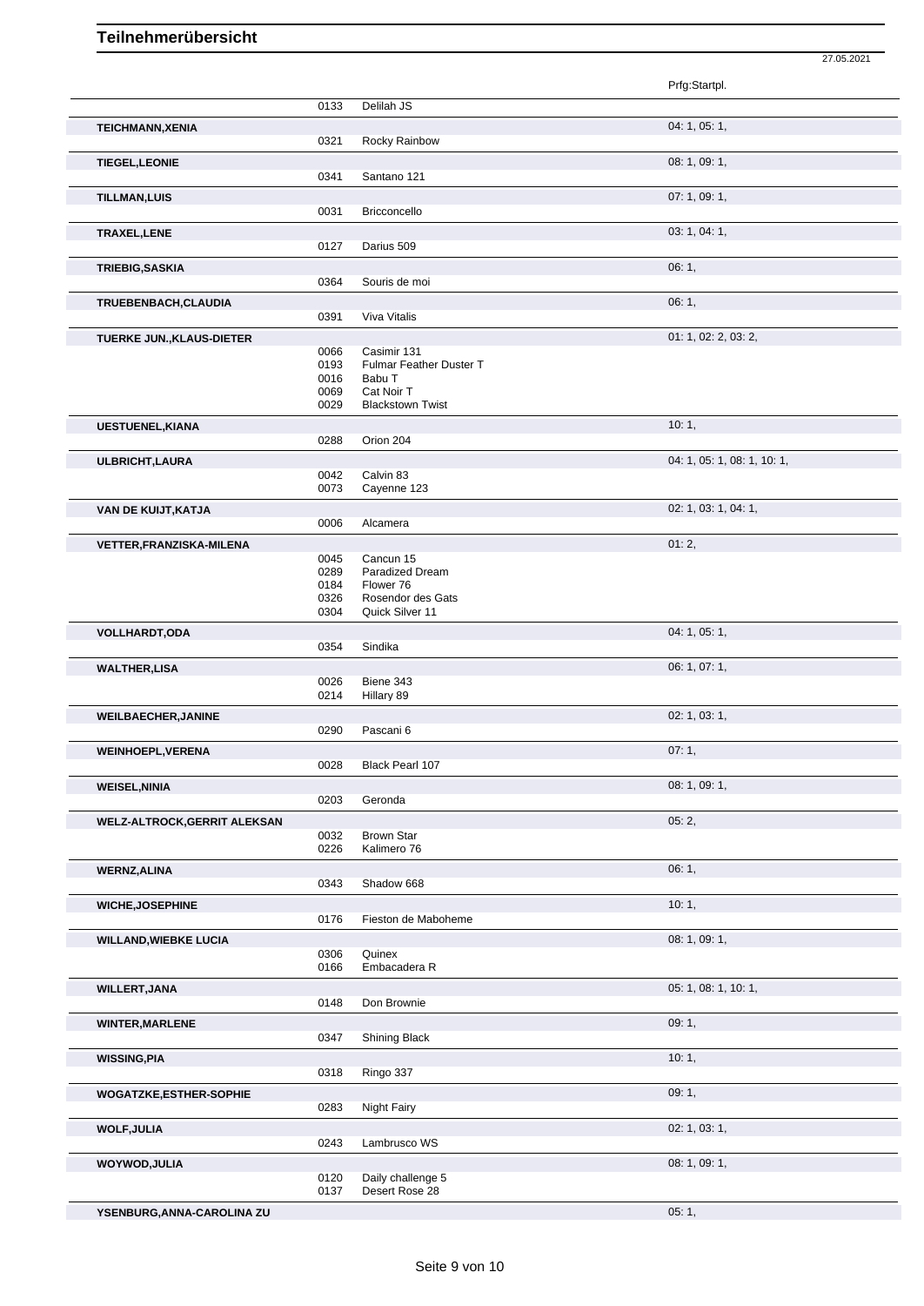# Teilnehmerübersicht

27.05.2021

| Name | Nr. | Pferd | Prfg:Startpl. |
|---|---|---|---|
| | 0133 | Delilah JS | |
| **TEICHMANN,XENIA** | | | 04: 1, 05: 1, |
| | 0321 | Rocky Rainbow | |
| **TIEGEL,LEONIE** | | | 08: 1, 09: 1, |
| | 0341 | Santano 121 | |
| **TILLMAN,LUIS** | | | 07: 1, 09: 1, |
| | 0031 | Bricconcello | |
| **TRAXEL,LENE** | | | 03: 1, 04: 1, |
| | 0127 | Darius 509 | |
| **TRIEBIG,SASKIA** | | | 06: 1, |
| | 0364 | Souris de moi | |
| **TRUEBENBACH,CLAUDIA** | | | 06: 1, |
| | 0391 | Viva Vitalis | |
| **TUERKE JUN.,KLAUS-DIETER** | | | 01: 1, 02: 2, 03: 2, |
| | 0066 | Casimir 131 | |
| | 0193 | Fulmar Feather Duster T | |
| | 0016 | Babu T | |
| | 0069 | Cat Noir T | |
| | 0029 | Blackstown Twist | |
| **UESTUENEL,KIANA** | | | 10: 1, |
| | 0288 | Orion 204 | |
| **ULBRICHT,LAURA** | | | 04: 1, 05: 1, 08: 1, 10: 1, |
| | 0042 | Calvin 83 | |
| | 0073 | Cayenne 123 | |
| **VAN DE KUIJT,KATJA** | | | 02: 1, 03: 1, 04: 1, |
| | 0006 | Alcamera | |
| **VETTER,FRANZISKA-MILENA** | | | 01: 2, |
| | 0045 | Cancun 15 | |
| | 0289 | Paradized Dream | |
| | 0184 | Flower 76 | |
| | 0326 | Rosendor des Gats | |
| | 0304 | Quick Silver 11 | |
| **VOLLHARDT,ODA** | | | 04: 1, 05: 1, |
| | 0354 | Sindika | |
| **WALTHER,LISA** | | | 06: 1, 07: 1, |
| | 0026 | Biene 343 | |
| | 0214 | Hillary 89 | |
| **WEILBAECHER,JANINE** | | | 02: 1, 03: 1, |
| | 0290 | Pascani 6 | |
| **WEINHOEPL,VERENA** | | | 07: 1, |
| | 0028 | Black Pearl 107 | |
| **WEISEL,NINIA** | | | 08: 1, 09: 1, |
| | 0203 | Geronda | |
| **WELZ-ALTROCK,GERRIT ALEKSAN** | | | 05: 2, |
| | 0032 | Brown Star | |
| | 0226 | Kalimero 76 | |
| **WERNZ,ALINA** | | | 06: 1, |
| | 0343 | Shadow 668 | |
| **WICHE,JOSEPHINE** | | | 10: 1, |
| | 0176 | Fieston de Maboheme | |
| **WILLAND,WIEBKE LUCIA** | | | 08: 1, 09: 1, |
| | 0306 | Quinex | |
| | 0166 | Embacadera R | |
| **WILLERT,JANA** | | | 05: 1, 08: 1, 10: 1, |
| | 0148 | Don Brownie | |
| **WINTER,MARLENE** | | | 09: 1, |
| | 0347 | Shining Black | |
| **WISSING,PIA** | | | 10: 1, |
| | 0318 | Ringo 337 | |
| **WOGATZKE,ESTHER-SOPHIE** | | | 09: 1, |
| | 0283 | Night Fairy | |
| **WOLF,JULIA** | | | 02: 1, 03: 1, |
| | 0243 | Lambrusco WS | |
| **WOYWOD,JULIA** | | | 08: 1, 09: 1, |
| | 0120 | Daily challenge 5 | |
| | 0137 | Desert Rose 28 | |
| **YSENBURG,ANNA-CAROLINA ZU** | | | 05: 1, |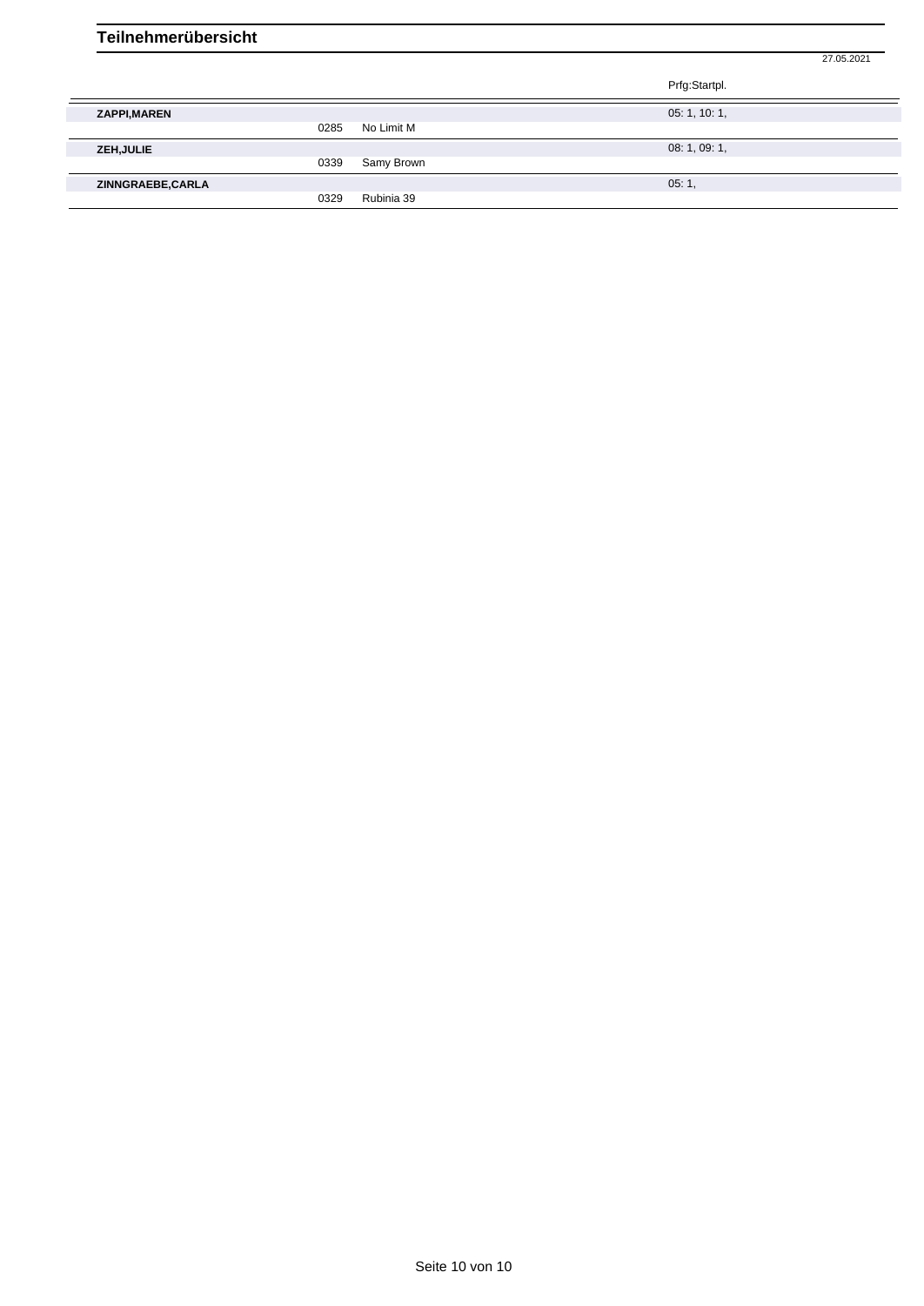## Teilnehmerübersicht

27.05.2021

| | | | Prfg:Startpl. |
|---|---|---|---|
| **ZAPPI,MAREN** | | | 05: 1, 10: 1, |
| | 0285 | No Limit M | |
| **ZEH,JULIE** | | | 08: 1, 09: 1, |
| | 0339 | Samy Brown | |
| **ZINNGRAEBE,CARLA** | | | 05: 1, |
| | 0329 | Rubinia 39 | |